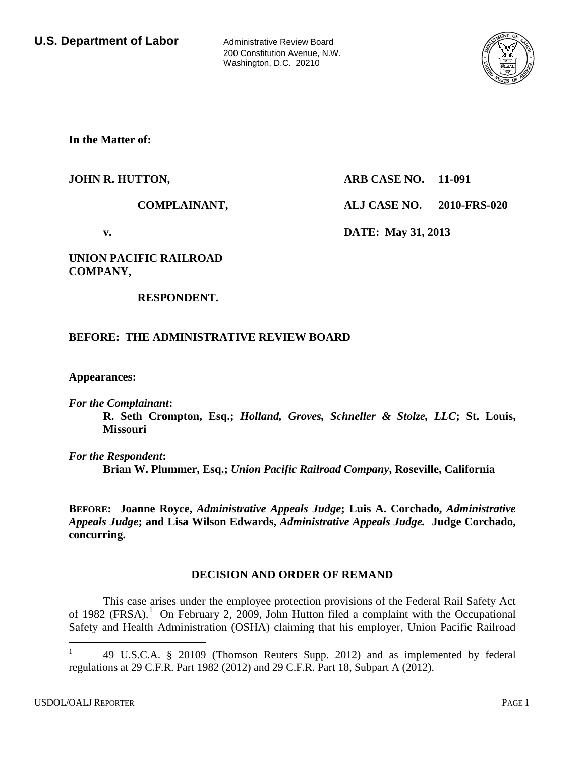**U.S. Department of Labor**

Administrative Review Board
200 Constitution Avenue, N.W.
Washington, D.C. 20210

**In the Matter of:**

**JOHN R. HUTTON,**

**COMPLAINANT,**

**v.**

**UNION PACIFIC RAILROAD COMPANY,**

**RESPONDENT.**

**ARB CASE NO. 11-091**

**ALJ CASE NO. 2010-FRS-020**

**DATE: May 31, 2013**

**BEFORE: THE ADMINISTRATIVE REVIEW BOARD**

**Appearances:**

***For the Complainant*:**
**R. Seth Crompton, Esq.; *Holland, Groves, Schneller & Stolze, LLC*; St. Louis, Missouri**

***For the Respondent*:**
**Brian W. Plummer, Esq.; *Union Pacific Railroad Company*, Roseville, California**

**BEFORE: Joanne Royce, *Administrative Appeals Judge*; Luis A. Corchado, *Administrative Appeals Judge*; and Lisa Wilson Edwards, *Administrative Appeals Judge.* Judge Corchado, concurring.**

**DECISION AND ORDER OF REMAND**

This case arises under the employee protection provisions of the Federal Rail Safety Act of 1982 (FRSA).[1] On February 2, 2009, John Hutton filed a complaint with the Occupational Safety and Health Administration (OSHA) claiming that his employer, Union Pacific Railroad

---

[1] 49 U.S.C.A. § 20109 (Thomson Reuters Supp. 2012) and as implemented by federal regulations at 29 C.F.R. Part 1982 (2012) and 29 C.F.R. Part 18, Subpart A (2012).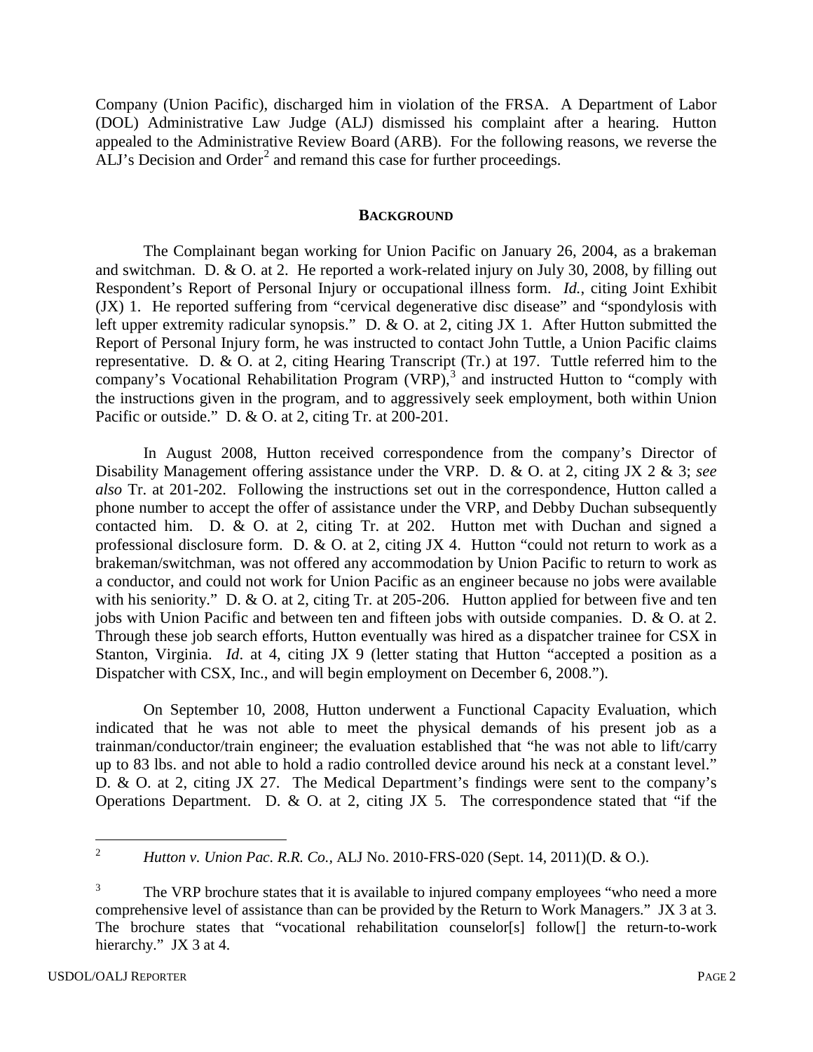Company (Union Pacific), discharged him in violation of the FRSA. A Department of Labor (DOL) Administrative Law Judge (ALJ) dismissed his complaint after a hearing. Hutton appealed to the Administrative Review Board (ARB). For the following reasons, we reverse the ALJ's Decision and Order[2] and remand this case for further proceedings.

**BACKGROUND**

The Complainant began working for Union Pacific on January 26, 2004, as a brakeman and switchman. D. & O. at 2. He reported a work-related injury on July 30, 2008, by filling out Respondent's Report of Personal Injury or occupational illness form. *Id.*, citing Joint Exhibit (JX) 1. He reported suffering from "cervical degenerative disc disease" and "spondylosis with left upper extremity radicular synopsis." D. & O. at 2, citing JX 1. After Hutton submitted the Report of Personal Injury form, he was instructed to contact John Tuttle, a Union Pacific claims representative. D. & O. at 2, citing Hearing Transcript (Tr.) at 197. Tuttle referred him to the company's Vocational Rehabilitation Program (VRP),[3] and instructed Hutton to "comply with the instructions given in the program, and to aggressively seek employment, both within Union Pacific or outside." D. & O. at 2, citing Tr. at 200-201.

In August 2008, Hutton received correspondence from the company's Director of Disability Management offering assistance under the VRP. D. & O. at 2, citing JX 2 & 3; *see also* Tr. at 201-202. Following the instructions set out in the correspondence, Hutton called a phone number to accept the offer of assistance under the VRP, and Debby Duchan subsequently contacted him. D. & O. at 2, citing Tr. at 202. Hutton met with Duchan and signed a professional disclosure form. D. & O. at 2, citing JX 4. Hutton "could not return to work as a brakeman/switchman, was not offered any accommodation by Union Pacific to return to work as a conductor, and could not work for Union Pacific as an engineer because no jobs were available with his seniority." D. & O. at 2, citing Tr. at 205-206. Hutton applied for between five and ten jobs with Union Pacific and between ten and fifteen jobs with outside companies. D. & O. at 2. Through these job search efforts, Hutton eventually was hired as a dispatcher trainee for CSX in Stanton, Virginia. *Id*. at 4, citing JX 9 (letter stating that Hutton "accepted a position as a Dispatcher with CSX, Inc., and will begin employment on December 6, 2008.").

On September 10, 2008, Hutton underwent a Functional Capacity Evaluation, which indicated that he was not able to meet the physical demands of his present job as a trainman/conductor/train engineer; the evaluation established that "he was not able to lift/carry up to 83 lbs. and not able to hold a radio controlled device around his neck at a constant level." D. & O. at 2, citing JX 27. The Medical Department's findings were sent to the company's Operations Department. D. & O. at 2, citing JX 5. The correspondence stated that "if the

---

[2] *Hutton v. Union Pac. R.R. Co.*, ALJ No. 2010-FRS-020 (Sept. 14, 2011)(D. & O.).

[3] The VRP brochure states that it is available to injured company employees "who need a more comprehensive level of assistance than can be provided by the Return to Work Managers." JX 3 at 3. The brochure states that "vocational rehabilitation counselor[s] follow[] the return-to-work hierarchy." JX 3 at 4.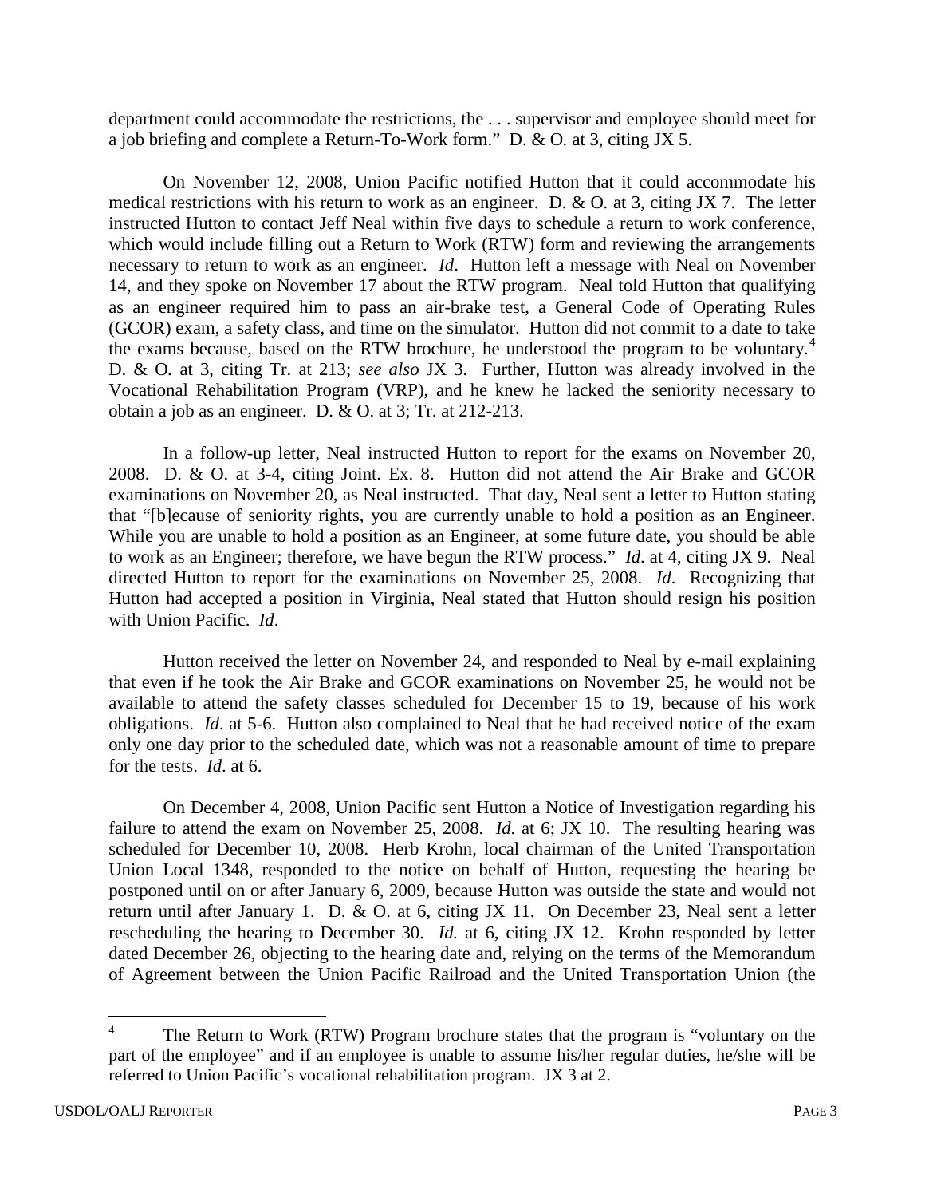department could accommodate the restrictions, the . . . supervisor and employee should meet for a job briefing and complete a Return-To-Work form." D. & O. at 3, citing JX 5.

On November 12, 2008, Union Pacific notified Hutton that it could accommodate his medical restrictions with his return to work as an engineer. D. & O. at 3, citing JX 7. The letter instructed Hutton to contact Jeff Neal within five days to schedule a return to work conference, which would include filling out a Return to Work (RTW) form and reviewing the arrangements necessary to return to work as an engineer. *Id*. Hutton left a message with Neal on November 14, and they spoke on November 17 about the RTW program. Neal told Hutton that qualifying as an engineer required him to pass an air-brake test, a General Code of Operating Rules (GCOR) exam, a safety class, and time on the simulator. Hutton did not commit to a date to take the exams because, based on the RTW brochure, he understood the program to be voluntary.[4] D. & O. at 3, citing Tr. at 213; *see also* JX 3. Further, Hutton was already involved in the Vocational Rehabilitation Program (VRP), and he knew he lacked the seniority necessary to obtain a job as an engineer. D. & O. at 3; Tr. at 212-213.

In a follow-up letter, Neal instructed Hutton to report for the exams on November 20, 2008. D. & O. at 3-4, citing Joint. Ex. 8. Hutton did not attend the Air Brake and GCOR examinations on November 20, as Neal instructed. That day, Neal sent a letter to Hutton stating that "[b]ecause of seniority rights, you are currently unable to hold a position as an Engineer. While you are unable to hold a position as an Engineer, at some future date, you should be able to work as an Engineer; therefore, we have begun the RTW process." *Id*. at 4, citing JX 9. Neal directed Hutton to report for the examinations on November 25, 2008. *Id*. Recognizing that Hutton had accepted a position in Virginia, Neal stated that Hutton should resign his position with Union Pacific. *Id*.

Hutton received the letter on November 24, and responded to Neal by e-mail explaining that even if he took the Air Brake and GCOR examinations on November 25, he would not be available to attend the safety classes scheduled for December 15 to 19, because of his work obligations. *Id*. at 5-6. Hutton also complained to Neal that he had received notice of the exam only one day prior to the scheduled date, which was not a reasonable amount of time to prepare for the tests. *Id*. at 6.

On December 4, 2008, Union Pacific sent Hutton a Notice of Investigation regarding his failure to attend the exam on November 25, 2008. *Id*. at 6; JX 10. The resulting hearing was scheduled for December 10, 2008. Herb Krohn, local chairman of the United Transportation Union Local 1348, responded to the notice on behalf of Hutton, requesting the hearing be postponed until on or after January 6, 2009, because Hutton was outside the state and would not return until after January 1. D. & O. at 6, citing JX 11. On December 23, Neal sent a letter rescheduling the hearing to December 30. *Id.* at 6, citing JX 12. Krohn responded by letter dated December 26, objecting to the hearing date and, relying on the terms of the Memorandum of Agreement between the Union Pacific Railroad and the United Transportation Union (the

---

[4] The Return to Work (RTW) Program brochure states that the program is "voluntary on the part of the employee" and if an employee is unable to assume his/her regular duties, he/she will be referred to Union Pacific's vocational rehabilitation program. JX 3 at 2.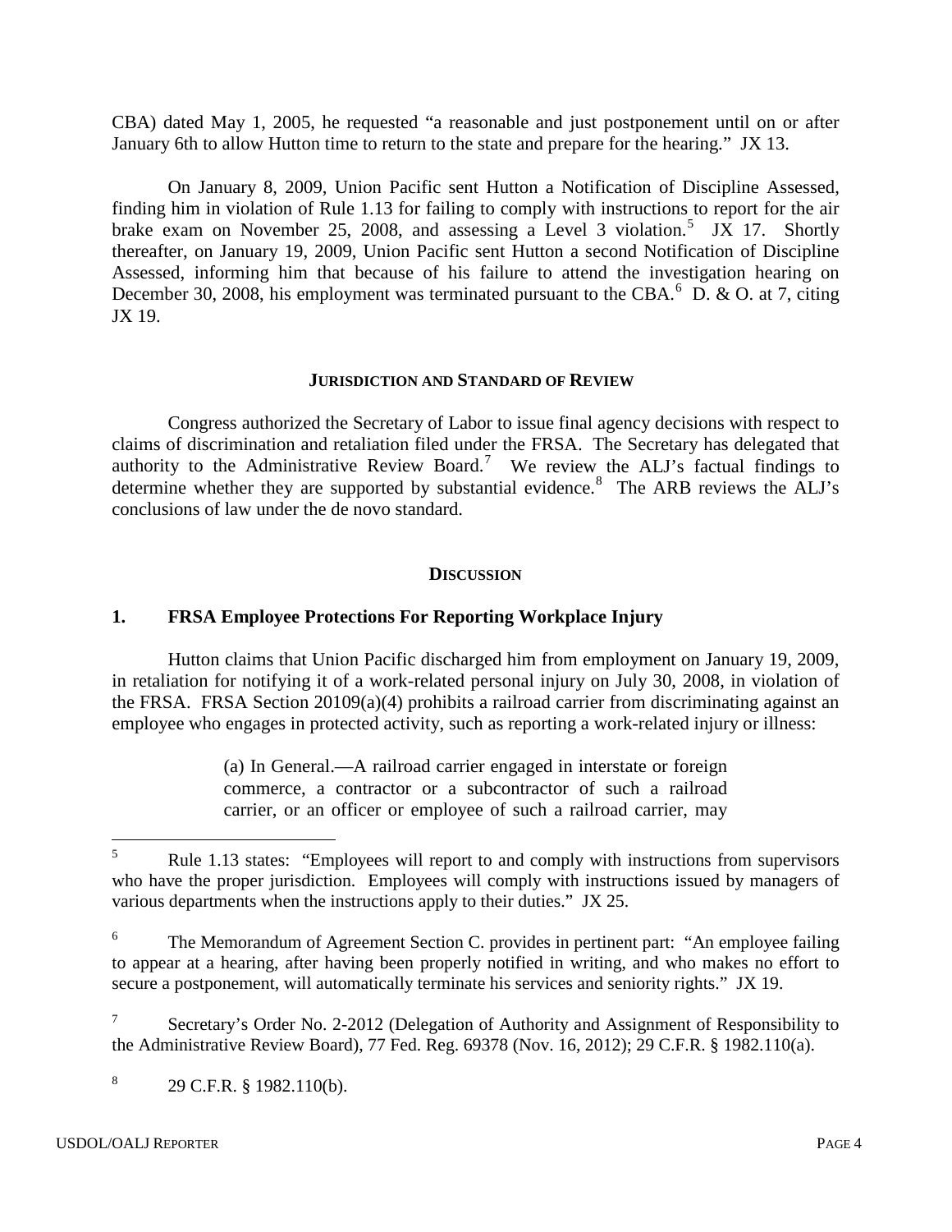CBA) dated May 1, 2005, he requested "a reasonable and just postponement until on or after January 6th to allow Hutton time to return to the state and prepare for the hearing." JX 13.

On January 8, 2009, Union Pacific sent Hutton a Notification of Discipline Assessed, finding him in violation of Rule 1.13 for failing to comply with instructions to report for the air brake exam on November 25, 2008, and assessing a Level 3 violation.[5] JX 17. Shortly thereafter, on January 19, 2009, Union Pacific sent Hutton a second Notification of Discipline Assessed, informing him that because of his failure to attend the investigation hearing on December 30, 2008, his employment was terminated pursuant to the CBA.[6] D. & O. at 7, citing JX 19.

## JURISDICTION AND STANDARD OF REVIEW

Congress authorized the Secretary of Labor to issue final agency decisions with respect to claims of discrimination and retaliation filed under the FRSA. The Secretary has delegated that authority to the Administrative Review Board.[7] We review the ALJ's factual findings to determine whether they are supported by substantial evidence.[8] The ARB reviews the ALJ's conclusions of law under the de novo standard.

## DISCUSSION

### 1. FRSA Employee Protections For Reporting Workplace Injury

Hutton claims that Union Pacific discharged him from employment on January 19, 2009, in retaliation for notifying it of a work-related personal injury on July 30, 2008, in violation of the FRSA. FRSA Section 20109(a)(4) prohibits a railroad carrier from discriminating against an employee who engages in protected activity, such as reporting a work-related injury or illness:

> (a) In General.—A railroad carrier engaged in interstate or foreign commerce, a contractor or a subcontractor of such a railroad carrier, or an officer or employee of such a railroad carrier, may

---

[5] Rule 1.13 states: "Employees will report to and comply with instructions from supervisors who have the proper jurisdiction. Employees will comply with instructions issued by managers of various departments when the instructions apply to their duties." JX 25.

[6] The Memorandum of Agreement Section C. provides in pertinent part: "An employee failing to appear at a hearing, after having been properly notified in writing, and who makes no effort to secure a postponement, will automatically terminate his services and seniority rights." JX 19.

[7] Secretary's Order No. 2-2012 (Delegation of Authority and Assignment of Responsibility to the Administrative Review Board), 77 Fed. Reg. 69378 (Nov. 16, 2012); 29 C.F.R. § 1982.110(a).

[8] 29 C.F.R. § 1982.110(b).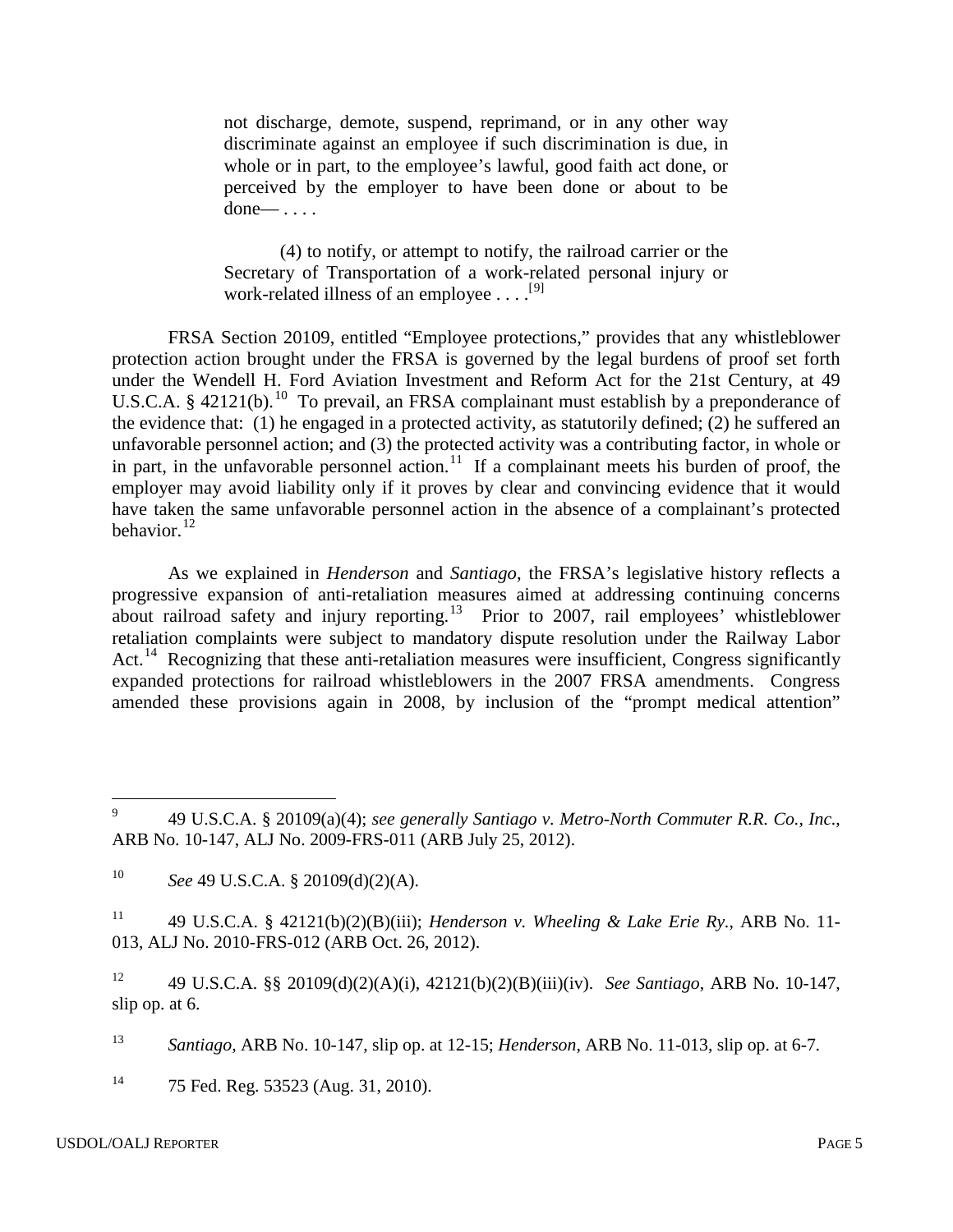> not discharge, demote, suspend, reprimand, or in any other way discriminate against an employee if such discrimination is due, in whole or in part, to the employee's lawful, good faith act done, or perceived by the employer to have been done or about to be done— . . . .
>
> (4) to notify, or attempt to notify, the railroad carrier or the Secretary of Transportation of a work-related personal injury or work-related illness of an employee . . . .[9]

FRSA Section 20109, entitled "Employee protections," provides that any whistleblower protection action brought under the FRSA is governed by the legal burdens of proof set forth under the Wendell H. Ford Aviation Investment and Reform Act for the 21st Century, at 49 U.S.C.A. § 42121(b).[10] To prevail, an FRSA complainant must establish by a preponderance of the evidence that: (1) he engaged in a protected activity, as statutorily defined; (2) he suffered an unfavorable personnel action; and (3) the protected activity was a contributing factor, in whole or in part, in the unfavorable personnel action.[11] If a complainant meets his burden of proof, the employer may avoid liability only if it proves by clear and convincing evidence that it would have taken the same unfavorable personnel action in the absence of a complainant's protected behavior.[12]

As we explained in *Henderson* and *Santiago*, the FRSA's legislative history reflects a progressive expansion of anti-retaliation measures aimed at addressing continuing concerns about railroad safety and injury reporting.[13] Prior to 2007, rail employees' whistleblower retaliation complaints were subject to mandatory dispute resolution under the Railway Labor Act.[14] Recognizing that these anti-retaliation measures were insufficient, Congress significantly expanded protections for railroad whistleblowers in the 2007 FRSA amendments. Congress amended these provisions again in 2008, by inclusion of the "prompt medical attention"

---

[9] 49 U.S.C.A. § 20109(a)(4); *see generally Santiago v. Metro-North Commuter R.R. Co., Inc.*, ARB No. 10-147, ALJ No. 2009-FRS-011 (ARB July 25, 2012).

[10] *See* 49 U.S.C.A. § 20109(d)(2)(A).

[11] 49 U.S.C.A. § 42121(b)(2)(B)(iii); *Henderson v. Wheeling & Lake Erie Ry.*, ARB No. 11-013, ALJ No. 2010-FRS-012 (ARB Oct. 26, 2012).

[12] 49 U.S.C.A. §§ 20109(d)(2)(A)(i), 42121(b)(2)(B)(iii)(iv). *See Santiago*, ARB No. 10-147, slip op. at 6.

[13] *Santiago*, ARB No. 10-147, slip op. at 12-15; *Henderson*, ARB No. 11-013, slip op. at 6-7.

[14] 75 Fed. Reg. 53523 (Aug. 31, 2010).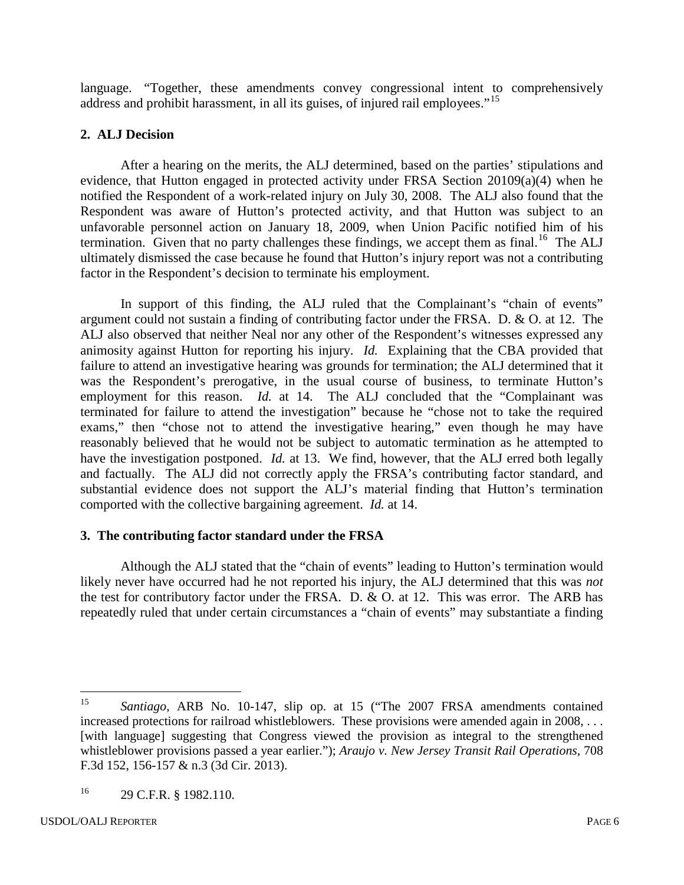language. "Together, these amendments convey congressional intent to comprehensively address and prohibit harassment, in all its guises, of injured rail employees."[15]

### 2. ALJ Decision

After a hearing on the merits, the ALJ determined, based on the parties' stipulations and evidence, that Hutton engaged in protected activity under FRSA Section 20109(a)(4) when he notified the Respondent of a work-related injury on July 30, 2008. The ALJ also found that the Respondent was aware of Hutton's protected activity, and that Hutton was subject to an unfavorable personnel action on January 18, 2009, when Union Pacific notified him of his termination. Given that no party challenges these findings, we accept them as final.[16] The ALJ ultimately dismissed the case because he found that Hutton's injury report was not a contributing factor in the Respondent's decision to terminate his employment.

In support of this finding, the ALJ ruled that the Complainant's "chain of events" argument could not sustain a finding of contributing factor under the FRSA. D. & O. at 12. The ALJ also observed that neither Neal nor any other of the Respondent's witnesses expressed any animosity against Hutton for reporting his injury. *Id.* Explaining that the CBA provided that failure to attend an investigative hearing was grounds for termination; the ALJ determined that it was the Respondent's prerogative, in the usual course of business, to terminate Hutton's employment for this reason. *Id.* at 14. The ALJ concluded that the "Complainant was terminated for failure to attend the investigation" because he "chose not to take the required exams," then "chose not to attend the investigative hearing," even though he may have reasonably believed that he would not be subject to automatic termination as he attempted to have the investigation postponed. *Id.* at 13. We find, however, that the ALJ erred both legally and factually. The ALJ did not correctly apply the FRSA's contributing factor standard, and substantial evidence does not support the ALJ's material finding that Hutton's termination comported with the collective bargaining agreement. *Id.* at 14.

### 3. The contributing factor standard under the FRSA

Although the ALJ stated that the "chain of events" leading to Hutton's termination would likely never have occurred had he not reported his injury, the ALJ determined that this was *not* the test for contributory factor under the FRSA. D. & O. at 12. This was error. The ARB has repeatedly ruled that under certain circumstances a "chain of events" may substantiate a finding

---

[15] *Santiago*, ARB No. 10-147, slip op. at 15 ("The 2007 FRSA amendments contained increased protections for railroad whistleblowers. These provisions were amended again in 2008, . . . [with language] suggesting that Congress viewed the provision as integral to the strengthened whistleblower provisions passed a year earlier."); *Araujo v. New Jersey Transit Rail Operations*, 708 F.3d 152, 156-157 & n.3 (3d Cir. 2013).

[16] 29 C.F.R. § 1982.110.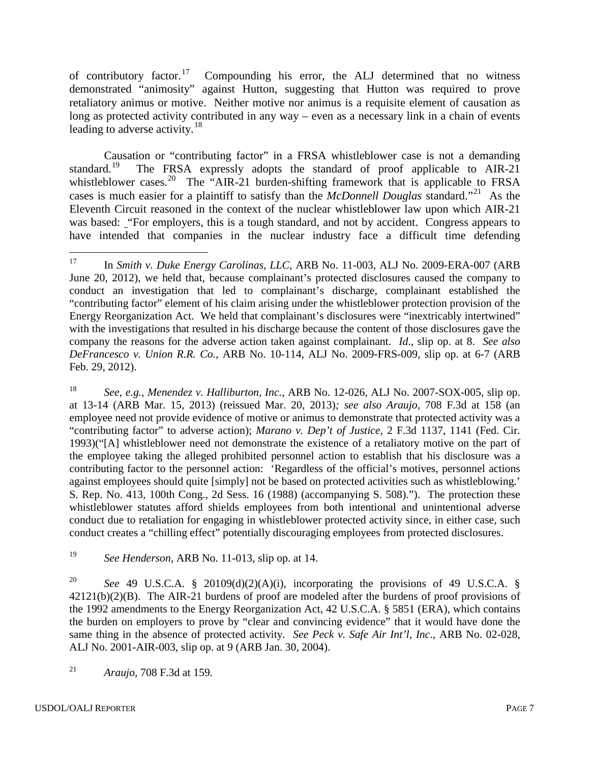of contributory factor.[17] Compounding his error, the ALJ determined that no witness demonstrated "animosity" against Hutton, suggesting that Hutton was required to prove retaliatory animus or motive. Neither motive nor animus is a requisite element of causation as long as protected activity contributed in any way – even as a necessary link in a chain of events leading to adverse activity.[18]

Causation or "contributing factor" in a FRSA whistleblower case is not a demanding standard.[19] The FRSA expressly adopts the standard of proof applicable to AIR-21 whistleblower cases.[20] The "AIR-21 burden-shifting framework that is applicable to FRSA cases is much easier for a plaintiff to satisfy than the *McDonnell Douglas* standard."[21] As the Eleventh Circuit reasoned in the context of the nuclear whistleblower law upon which AIR-21 was based: "For employers, this is a tough standard, and not by accident. Congress appears to have intended that companies in the nuclear industry face a difficult time defending

---

[17] In *Smith v. Duke Energy Carolinas, LLC*, ARB No. 11-003, ALJ No. 2009-ERA-007 (ARB June 20, 2012), we held that, because complainant's protected disclosures caused the company to conduct an investigation that led to complainant's discharge, complainant established the "contributing factor" element of his claim arising under the whistleblower protection provision of the Energy Reorganization Act. We held that complainant's disclosures were "inextricably intertwined" with the investigations that resulted in his discharge because the content of those disclosures gave the company the reasons for the adverse action taken against complainant. *Id*., slip op. at 8. *See also DeFrancesco v. Union R.R. Co.*, ARB No. 10-114, ALJ No. 2009-FRS-009, slip op. at 6-7 (ARB Feb. 29, 2012).

[18] *See, e.g., Menendez v. Halliburton, Inc.*, ARB No. 12-026, ALJ No. 2007-SOX-005, slip op. at 13-14 (ARB Mar. 15, 2013) (reissued Mar. 20, 2013)*; see also Araujo*, 708 F.3d at 158 (an employee need not provide evidence of motive or animus to demonstrate that protected activity was a "contributing factor" to adverse action); *Marano v. Dep't of Justice*, 2 F.3d 1137, 1141 (Fed. Cir. 1993)("[A] whistleblower need not demonstrate the existence of a retaliatory motive on the part of the employee taking the alleged prohibited personnel action to establish that his disclosure was a contributing factor to the personnel action: 'Regardless of the official's motives, personnel actions against employees should quite [simply] not be based on protected activities such as whistleblowing.' S. Rep. No. 413, 100th Cong., 2d Sess. 16 (1988) (accompanying S. 508)."). The protection these whistleblower statutes afford shields employees from both intentional and unintentional adverse conduct due to retaliation for engaging in whistleblower protected activity since, in either case, such conduct creates a "chilling effect" potentially discouraging employees from protected disclosures.

[19] *See Henderson*, ARB No. 11-013, slip op. at 14.

[20] *See* 49 U.S.C.A. § 20109(d)(2)(A)(i), incorporating the provisions of 49 U.S.C.A. § 42121(b)(2)(B). The AIR-21 burdens of proof are modeled after the burdens of proof provisions of the 1992 amendments to the Energy Reorganization Act, 42 U.S.C.A. § 5851 (ERA), which contains the burden on employers to prove by "clear and convincing evidence" that it would have done the same thing in the absence of protected activity. *See Peck v. Safe Air Int'l, Inc*., ARB No. 02-028, ALJ No. 2001-AIR-003, slip op. at 9 (ARB Jan. 30, 2004).

[21] *Araujo*, 708 F.3d at 159.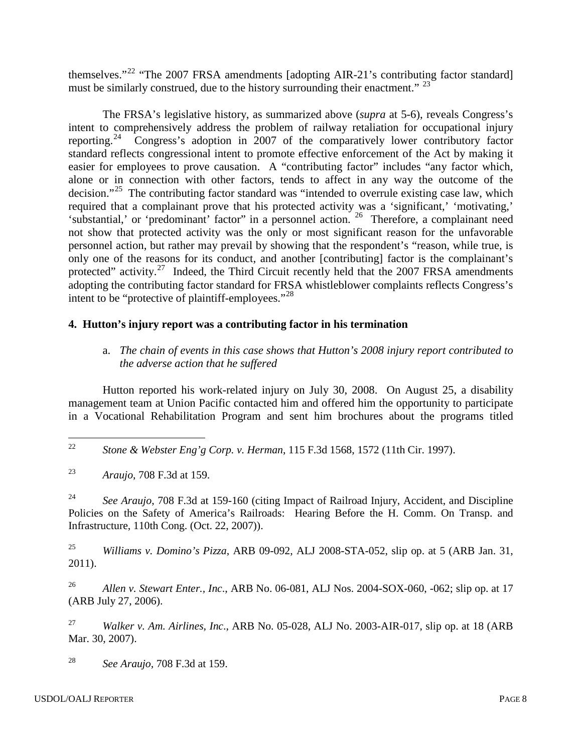themselves."[22] "The 2007 FRSA amendments [adopting AIR-21's contributing factor standard] must be similarly construed, due to the history surrounding their enactment." [23]

The FRSA's legislative history, as summarized above (*supra* at 5-6), reveals Congress's intent to comprehensively address the problem of railway retaliation for occupational injury reporting.[24] Congress's adoption in 2007 of the comparatively lower contributory factor standard reflects congressional intent to promote effective enforcement of the Act by making it easier for employees to prove causation. A "contributing factor" includes "any factor which, alone or in connection with other factors, tends to affect in any way the outcome of the decision."[25] The contributing factor standard was "intended to overrule existing case law, which required that a complainant prove that his protected activity was a 'significant,' 'motivating,' 'substantial,' or 'predominant' factor" in a personnel action. [26] Therefore, a complainant need not show that protected activity was the only or most significant reason for the unfavorable personnel action, but rather may prevail by showing that the respondent's "reason, while true, is only one of the reasons for its conduct, and another [contributing] factor is the complainant's protected" activity.[27] Indeed, the Third Circuit recently held that the 2007 FRSA amendments adopting the contributing factor standard for FRSA whistleblower complaints reflects Congress's intent to be "protective of plaintiff-employees."[28]

**4. Hutton's injury report was a contributing factor in his termination**

a. *The chain of events in this case shows that Hutton's 2008 injury report contributed to the adverse action that he suffered*

Hutton reported his work-related injury on July 30, 2008. On August 25, a disability management team at Union Pacific contacted him and offered him the opportunity to participate in a Vocational Rehabilitation Program and sent him brochures about the programs titled

---

[22] *Stone & Webster Eng'g Corp. v. Herman*, 115 F.3d 1568, 1572 (11th Cir. 1997).

[23] *Araujo*, 708 F.3d at 159.

[24] *See Araujo*, 708 F.3d at 159-160 (citing Impact of Railroad Injury, Accident, and Discipline Policies on the Safety of America's Railroads: Hearing Before the H. Comm. On Transp. and Infrastructure, 110th Cong. (Oct. 22, 2007)).

[25] *Williams v. Domino's Pizza*, ARB 09-092, ALJ 2008-STA-052, slip op. at 5 (ARB Jan. 31, 2011).

[26] *Allen v. Stewart Enter., Inc*., ARB No. 06-081, ALJ Nos. 2004-SOX-060, -062; slip op. at 17 (ARB July 27, 2006).

[27] *Walker v. Am. Airlines, Inc*., ARB No. 05-028, ALJ No. 2003-AIR-017, slip op. at 18 (ARB Mar. 30, 2007).

[28] *See Araujo*, 708 F.3d at 159.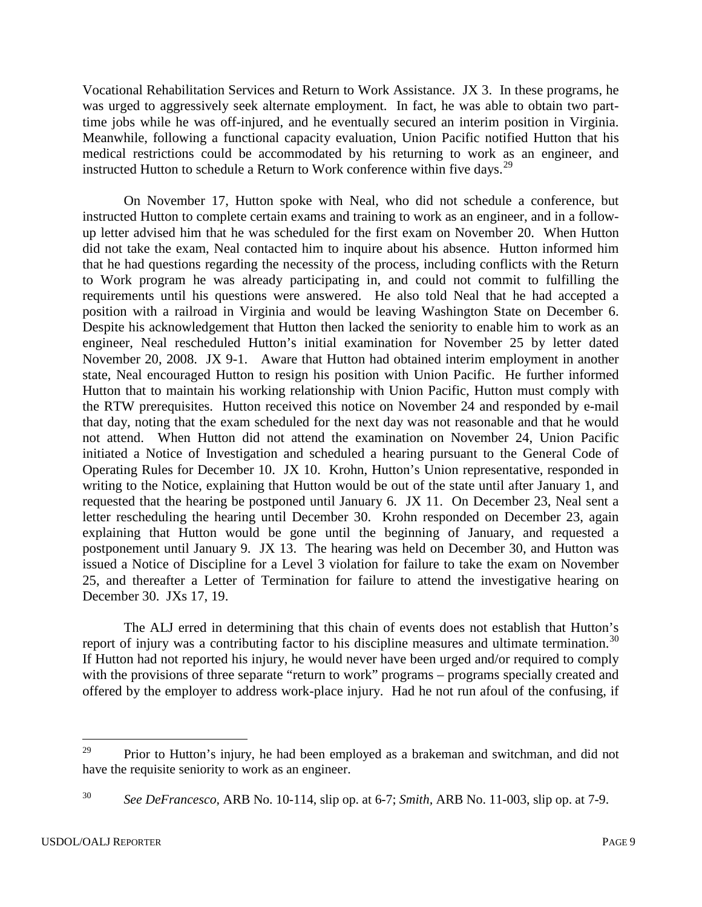Vocational Rehabilitation Services and Return to Work Assistance. JX 3. In these programs, he was urged to aggressively seek alternate employment. In fact, he was able to obtain two part-time jobs while he was off-injured, and he eventually secured an interim position in Virginia. Meanwhile, following a functional capacity evaluation, Union Pacific notified Hutton that his medical restrictions could be accommodated by his returning to work as an engineer, and instructed Hutton to schedule a Return to Work conference within five days.[29]

On November 17, Hutton spoke with Neal, who did not schedule a conference, but instructed Hutton to complete certain exams and training to work as an engineer, and in a follow-up letter advised him that he was scheduled for the first exam on November 20. When Hutton did not take the exam, Neal contacted him to inquire about his absence. Hutton informed him that he had questions regarding the necessity of the process, including conflicts with the Return to Work program he was already participating in, and could not commit to fulfilling the requirements until his questions were answered. He also told Neal that he had accepted a position with a railroad in Virginia and would be leaving Washington State on December 6. Despite his acknowledgement that Hutton then lacked the seniority to enable him to work as an engineer, Neal rescheduled Hutton's initial examination for November 25 by letter dated November 20, 2008. JX 9-1. Aware that Hutton had obtained interim employment in another state, Neal encouraged Hutton to resign his position with Union Pacific. He further informed Hutton that to maintain his working relationship with Union Pacific, Hutton must comply with the RTW prerequisites. Hutton received this notice on November 24 and responded by e-mail that day, noting that the exam scheduled for the next day was not reasonable and that he would not attend. When Hutton did not attend the examination on November 24, Union Pacific initiated a Notice of Investigation and scheduled a hearing pursuant to the General Code of Operating Rules for December 10. JX 10. Krohn, Hutton's Union representative, responded in writing to the Notice, explaining that Hutton would be out of the state until after January 1, and requested that the hearing be postponed until January 6. JX 11. On December 23, Neal sent a letter rescheduling the hearing until December 30. Krohn responded on December 23, again explaining that Hutton would be gone until the beginning of January, and requested a postponement until January 9. JX 13. The hearing was held on December 30, and Hutton was issued a Notice of Discipline for a Level 3 violation for failure to take the exam on November 25, and thereafter a Letter of Termination for failure to attend the investigative hearing on December 30. JXs 17, 19.

The ALJ erred in determining that this chain of events does not establish that Hutton's report of injury was a contributing factor to his discipline measures and ultimate termination.[30] If Hutton had not reported his injury, he would never have been urged and/or required to comply with the provisions of three separate "return to work" programs – programs specially created and offered by the employer to address work-place injury. Had he not run afoul of the confusing, if

---

[29] Prior to Hutton's injury, he had been employed as a brakeman and switchman, and did not have the requisite seniority to work as an engineer.

[30] *See DeFrancesco*, ARB No. 10-114, slip op. at 6-7; *Smith*, ARB No. 11-003, slip op. at 7-9.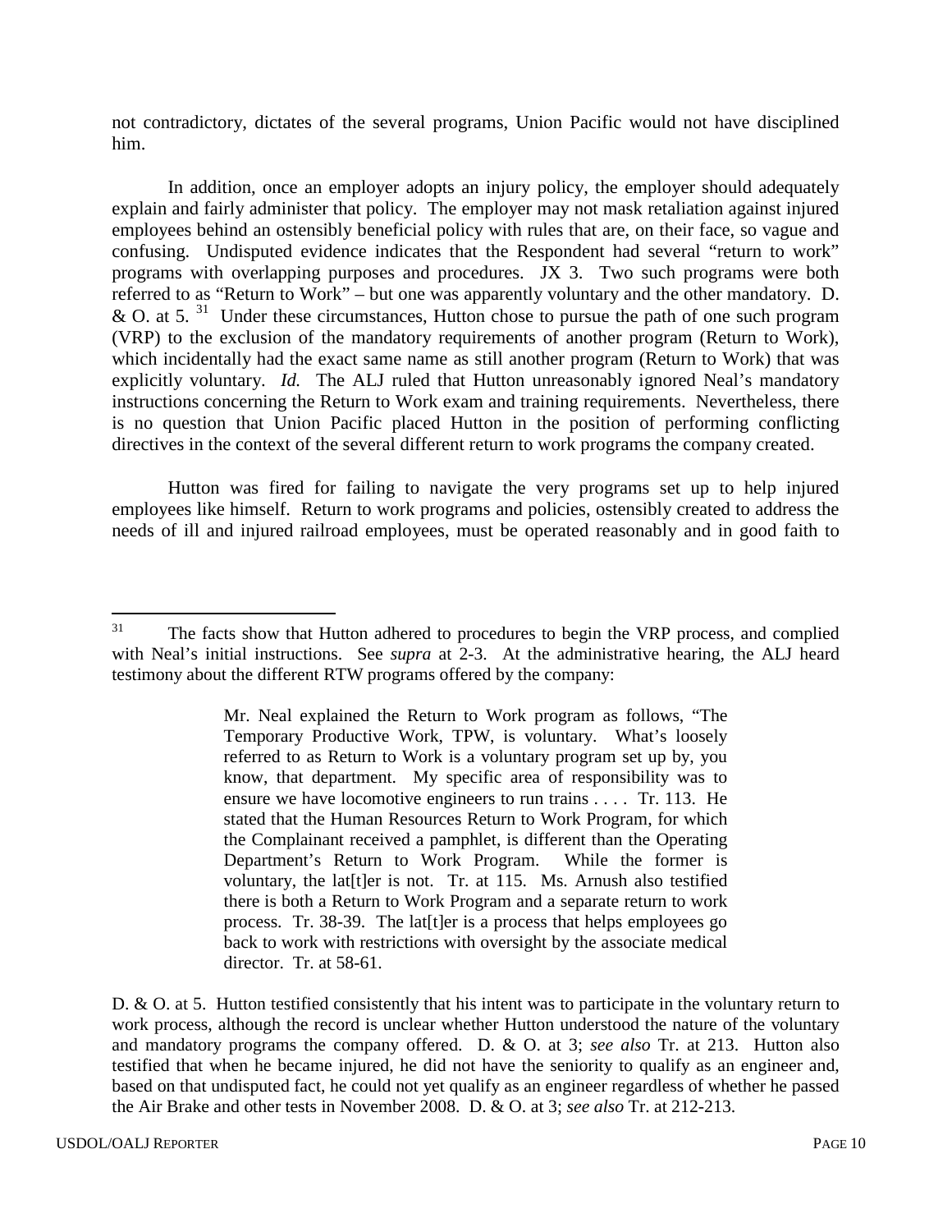not contradictory, dictates of the several programs, Union Pacific would not have disciplined him.

In addition, once an employer adopts an injury policy, the employer should adequately explain and fairly administer that policy. The employer may not mask retaliation against injured employees behind an ostensibly beneficial policy with rules that are, on their face, so vague and confusing. Undisputed evidence indicates that the Respondent had several "return to work" programs with overlapping purposes and procedures. JX 3. Two such programs were both referred to as "Return to Work" – but one was apparently voluntary and the other mandatory. D. & O. at 5. [31] Under these circumstances, Hutton chose to pursue the path of one such program (VRP) to the exclusion of the mandatory requirements of another program (Return to Work), which incidentally had the exact same name as still another program (Return to Work) that was explicitly voluntary. *Id.* The ALJ ruled that Hutton unreasonably ignored Neal's mandatory instructions concerning the Return to Work exam and training requirements. Nevertheless, there is no question that Union Pacific placed Hutton in the position of performing conflicting directives in the context of the several different return to work programs the company created.

Hutton was fired for failing to navigate the very programs set up to help injured employees like himself. Return to work programs and policies, ostensibly created to address the needs of ill and injured railroad employees, must be operated reasonably and in good faith to

---

[31] The facts show that Hutton adhered to procedures to begin the VRP process, and complied with Neal's initial instructions. See *supra* at 2-3. At the administrative hearing, the ALJ heard testimony about the different RTW programs offered by the company:

> Mr. Neal explained the Return to Work program as follows, "The Temporary Productive Work, TPW, is voluntary. What's loosely referred to as Return to Work is a voluntary program set up by, you know, that department. My specific area of responsibility was to ensure we have locomotive engineers to run trains . . . . Tr. 113. He stated that the Human Resources Return to Work Program, for which the Complainant received a pamphlet, is different than the Operating Department's Return to Work Program. While the former is voluntary, the lat[t]er is not. Tr. at 115. Ms. Arnush also testified there is both a Return to Work Program and a separate return to work process. Tr. 38-39. The lat[t]er is a process that helps employees go back to work with restrictions with oversight by the associate medical director. Tr. at 58-61.

D. & O. at 5. Hutton testified consistently that his intent was to participate in the voluntary return to work process, although the record is unclear whether Hutton understood the nature of the voluntary and mandatory programs the company offered. D. & O. at 3; *see also* Tr. at 213. Hutton also testified that when he became injured, he did not have the seniority to qualify as an engineer and, based on that undisputed fact, he could not yet qualify as an engineer regardless of whether he passed the Air Brake and other tests in November 2008. D. & O. at 3; *see also* Tr. at 212-213.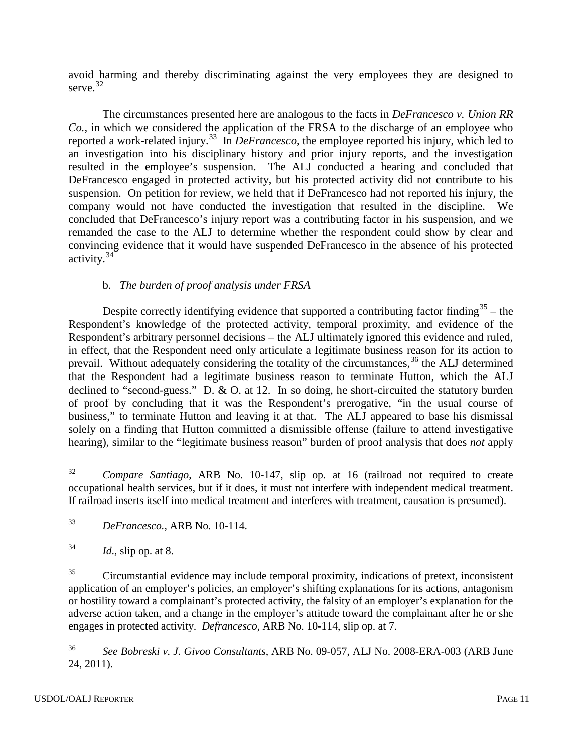avoid harming and thereby discriminating against the very employees they are designed to serve.[32]

The circumstances presented here are analogous to the facts in *DeFrancesco v. Union RR Co.,* in which we considered the application of the FRSA to the discharge of an employee who reported a work-related injury.[33] In *DeFrancesco*, the employee reported his injury, which led to an investigation into his disciplinary history and prior injury reports, and the investigation resulted in the employee's suspension. The ALJ conducted a hearing and concluded that DeFrancesco engaged in protected activity, but his protected activity did not contribute to his suspension. On petition for review, we held that if DeFrancesco had not reported his injury, the company would not have conducted the investigation that resulted in the discipline. We concluded that DeFrancesco's injury report was a contributing factor in his suspension, and we remanded the case to the ALJ to determine whether the respondent could show by clear and convincing evidence that it would have suspended DeFrancesco in the absence of his protected activity.[34]

b. *The burden of proof analysis under FRSA*

Despite correctly identifying evidence that supported a contributing factor finding[35] – the Respondent's knowledge of the protected activity, temporal proximity, and evidence of the Respondent's arbitrary personnel decisions – the ALJ ultimately ignored this evidence and ruled, in effect, that the Respondent need only articulate a legitimate business reason for its action to prevail. Without adequately considering the totality of the circumstances,[36] the ALJ determined that the Respondent had a legitimate business reason to terminate Hutton, which the ALJ declined to "second-guess." D. & O. at 12. In so doing, he short-circuited the statutory burden of proof by concluding that it was the Respondent's prerogative, "in the usual course of business," to terminate Hutton and leaving it at that. The ALJ appeared to base his dismissal solely on a finding that Hutton committed a dismissible offense (failure to attend investigative hearing), similar to the "legitimate business reason" burden of proof analysis that does *not* apply

---

[32] *Compare Santiago*, ARB No. 10-147, slip op. at 16 (railroad not required to create occupational health services, but if it does, it must not interfere with independent medical treatment. If railroad inserts itself into medical treatment and interferes with treatment, causation is presumed).

[33] *DeFrancesco.*, ARB No. 10-114.

[34] *Id*., slip op. at 8.

[35] Circumstantial evidence may include temporal proximity, indications of pretext, inconsistent application of an employer's policies, an employer's shifting explanations for its actions, antagonism or hostility toward a complainant's protected activity, the falsity of an employer's explanation for the adverse action taken, and a change in the employer's attitude toward the complainant after he or she engages in protected activity. *Defrancesco,* ARB No. 10-114, slip op. at 7.

[36] *See Bobreski v. J. Givoo Consultants*, ARB No. 09-057, ALJ No. 2008-ERA-003 (ARB June 24, 2011).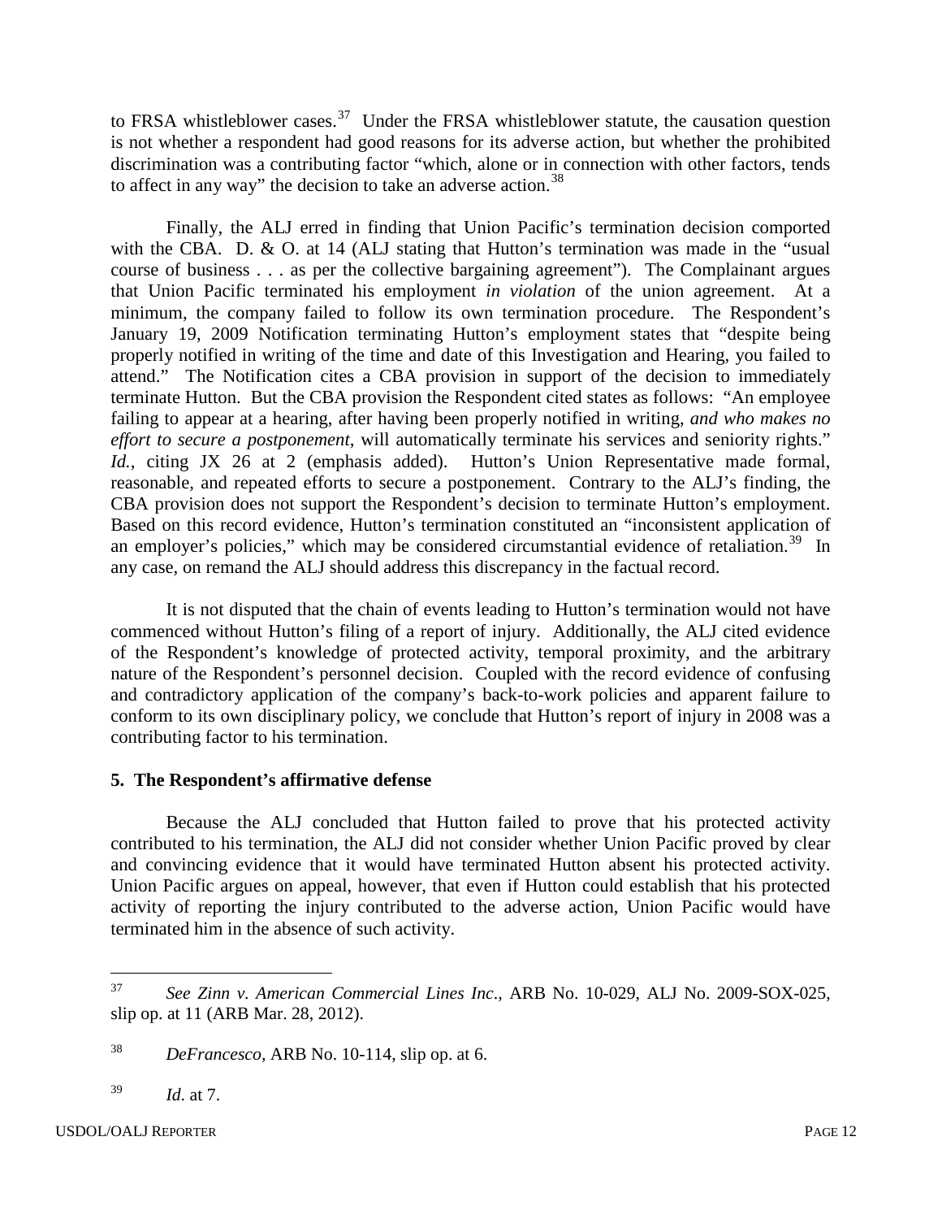to FRSA whistleblower cases.[37] Under the FRSA whistleblower statute, the causation question is not whether a respondent had good reasons for its adverse action, but whether the prohibited discrimination was a contributing factor "which, alone or in connection with other factors, tends to affect in any way" the decision to take an adverse action.[38]

Finally, the ALJ erred in finding that Union Pacific's termination decision comported with the CBA. D. & O. at 14 (ALJ stating that Hutton's termination was made in the "usual course of business . . . as per the collective bargaining agreement"). The Complainant argues that Union Pacific terminated his employment *in violation* of the union agreement. At a minimum, the company failed to follow its own termination procedure. The Respondent's January 19, 2009 Notification terminating Hutton's employment states that "despite being properly notified in writing of the time and date of this Investigation and Hearing, you failed to attend." The Notification cites a CBA provision in support of the decision to immediately terminate Hutton. But the CBA provision the Respondent cited states as follows: "An employee failing to appear at a hearing, after having been properly notified in writing, *and who makes no effort to secure a postponement*, will automatically terminate his services and seniority rights." *Id.*, citing JX 26 at 2 (emphasis added). Hutton's Union Representative made formal, reasonable, and repeated efforts to secure a postponement. Contrary to the ALJ's finding, the CBA provision does not support the Respondent's decision to terminate Hutton's employment. Based on this record evidence, Hutton's termination constituted an "inconsistent application of an employer's policies," which may be considered circumstantial evidence of retaliation.[39] In any case, on remand the ALJ should address this discrepancy in the factual record.

It is not disputed that the chain of events leading to Hutton's termination would not have commenced without Hutton's filing of a report of injury. Additionally, the ALJ cited evidence of the Respondent's knowledge of protected activity, temporal proximity, and the arbitrary nature of the Respondent's personnel decision. Coupled with the record evidence of confusing and contradictory application of the company's back-to-work policies and apparent failure to conform to its own disciplinary policy, we conclude that Hutton's report of injury in 2008 was a contributing factor to his termination.

### 5. The Respondent's affirmative defense

Because the ALJ concluded that Hutton failed to prove that his protected activity contributed to his termination, the ALJ did not consider whether Union Pacific proved by clear and convincing evidence that it would have terminated Hutton absent his protected activity. Union Pacific argues on appeal, however, that even if Hutton could establish that his protected activity of reporting the injury contributed to the adverse action, Union Pacific would have terminated him in the absence of such activity.

---

[37] *See Zinn v. American Commercial Lines Inc*., ARB No. 10-029, ALJ No. 2009-SOX-025, slip op. at 11 (ARB Mar. 28, 2012).

[38] *DeFrancesco*, ARB No. 10-114, slip op. at 6.

[39] *Id*. at 7.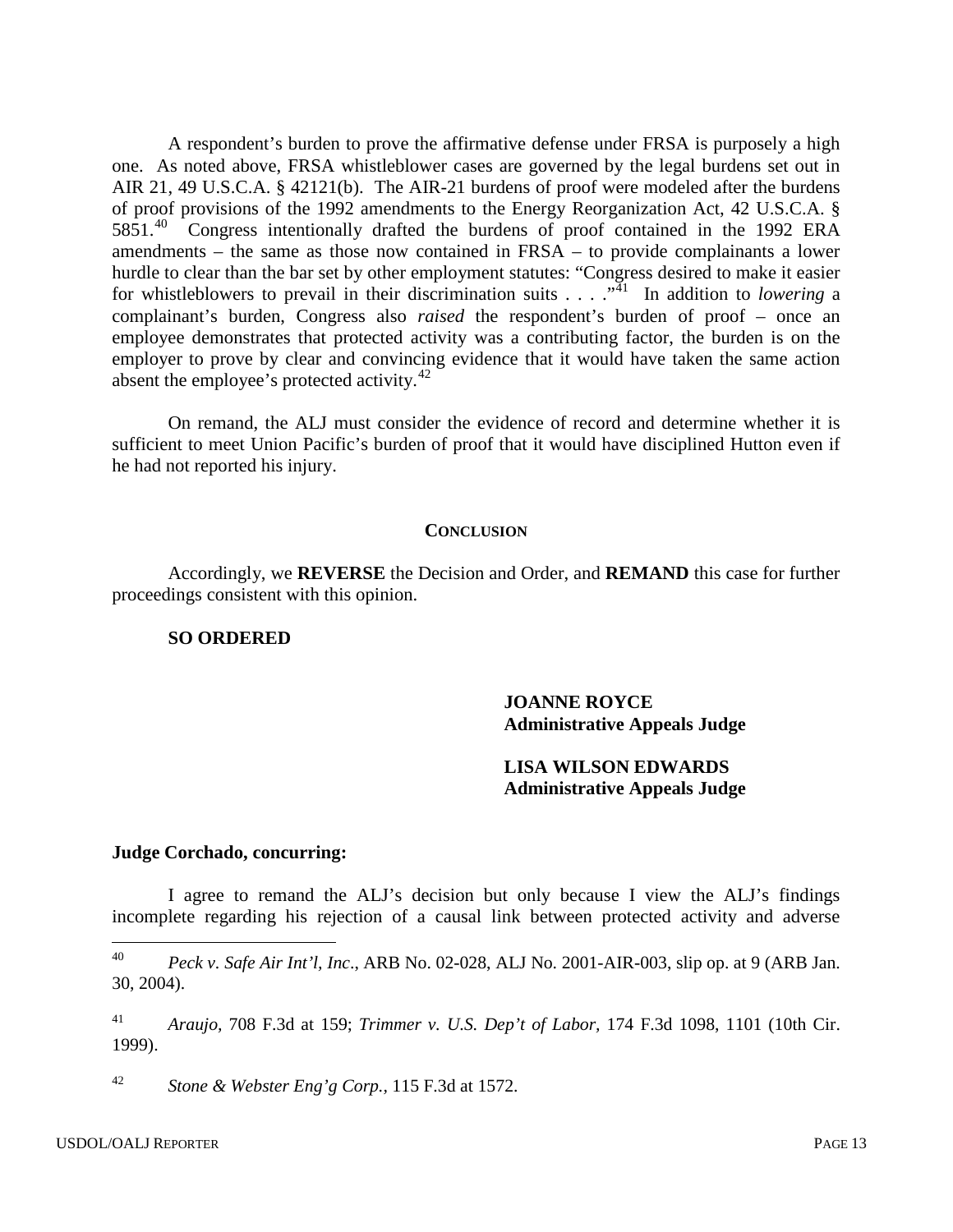A respondent's burden to prove the affirmative defense under FRSA is purposely a high one. As noted above, FRSA whistleblower cases are governed by the legal burdens set out in AIR 21, 49 U.S.C.A. § 42121(b). The AIR-21 burdens of proof were modeled after the burdens of proof provisions of the 1992 amendments to the Energy Reorganization Act, 42 U.S.C.A. § 5851.[40] Congress intentionally drafted the burdens of proof contained in the 1992 ERA amendments – the same as those now contained in FRSA – to provide complainants a lower hurdle to clear than the bar set by other employment statutes: "Congress desired to make it easier for whistleblowers to prevail in their discrimination suits . . . ."[41] In addition to *lowering* a complainant's burden, Congress also *raised* the respondent's burden of proof – once an employee demonstrates that protected activity was a contributing factor, the burden is on the employer to prove by clear and convincing evidence that it would have taken the same action absent the employee's protected activity.[42]

On remand, the ALJ must consider the evidence of record and determine whether it is sufficient to meet Union Pacific's burden of proof that it would have disciplined Hutton even if he had not reported his injury.

## CONCLUSION

Accordingly, we **REVERSE** the Decision and Order, and **REMAND** this case for further proceedings consistent with this opinion.

**SO ORDERED**

**JOANNE ROYCE**
**Administrative Appeals Judge**

**LISA WILSON EDWARDS**
**Administrative Appeals Judge**

**Judge Corchado, concurring:**

I agree to remand the ALJ's decision but only because I view the ALJ's findings incomplete regarding his rejection of a causal link between protected activity and adverse

---

[40] *Peck v. Safe Air Int'l, Inc*., ARB No. 02-028, ALJ No. 2001-AIR-003, slip op. at 9 (ARB Jan. 30, 2004).

[41] *Araujo*, 708 F.3d at 159; *Trimmer v. U.S. Dep't of Labor*, 174 F.3d 1098, 1101 (10th Cir. 1999).

[42] *Stone & Webster Eng'g Corp.*, 115 F.3d at 1572.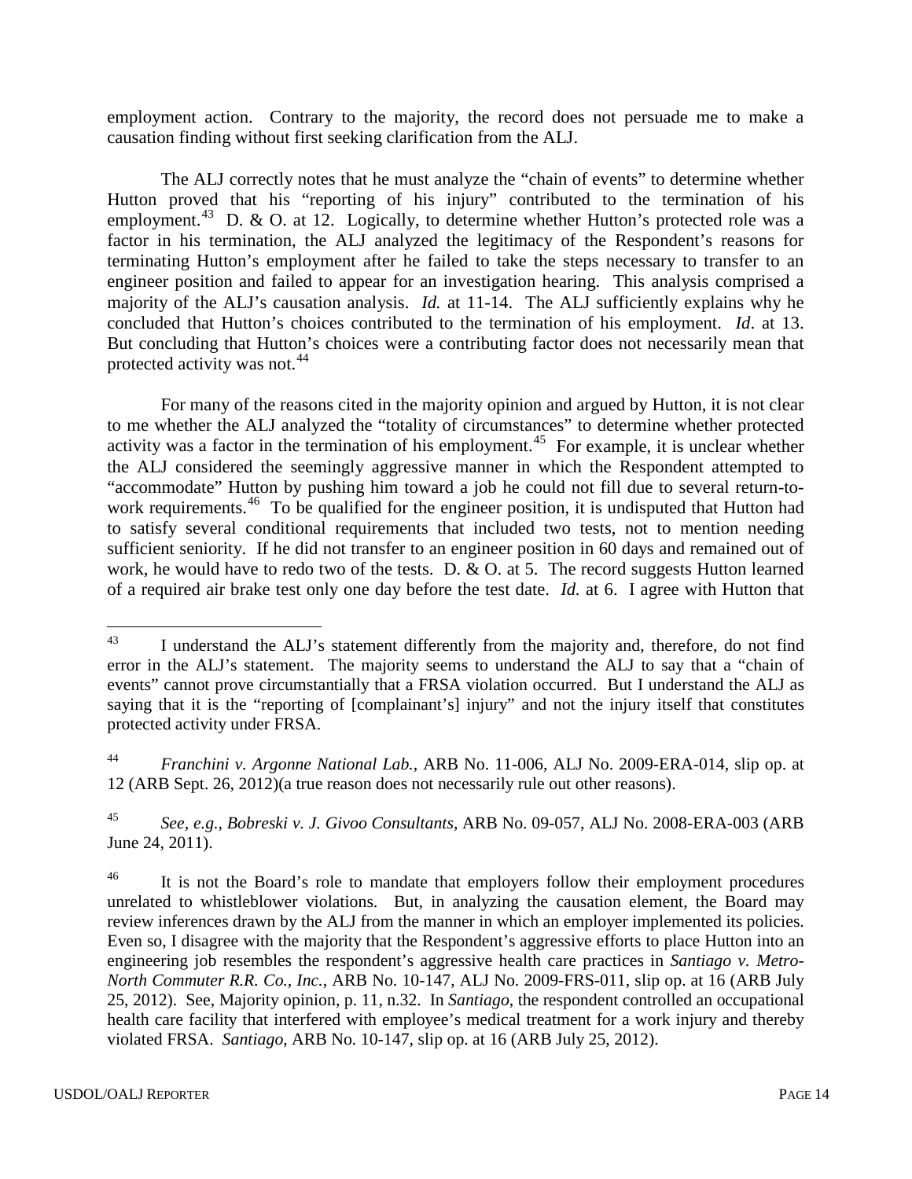employment action. Contrary to the majority, the record does not persuade me to make a causation finding without first seeking clarification from the ALJ.

The ALJ correctly notes that he must analyze the "chain of events" to determine whether Hutton proved that his "reporting of his injury" contributed to the termination of his employment.[43] D. & O. at 12. Logically, to determine whether Hutton's protected role was a factor in his termination, the ALJ analyzed the legitimacy of the Respondent's reasons for terminating Hutton's employment after he failed to take the steps necessary to transfer to an engineer position and failed to appear for an investigation hearing. This analysis comprised a majority of the ALJ's causation analysis. *Id.* at 11-14. The ALJ sufficiently explains why he concluded that Hutton's choices contributed to the termination of his employment. *Id*. at 13. But concluding that Hutton's choices were a contributing factor does not necessarily mean that protected activity was not.[44]

For many of the reasons cited in the majority opinion and argued by Hutton, it is not clear to me whether the ALJ analyzed the "totality of circumstances" to determine whether protected activity was a factor in the termination of his employment.[45] For example, it is unclear whether the ALJ considered the seemingly aggressive manner in which the Respondent attempted to "accommodate" Hutton by pushing him toward a job he could not fill due to several return-to-work requirements.[46] To be qualified for the engineer position, it is undisputed that Hutton had to satisfy several conditional requirements that included two tests, not to mention needing sufficient seniority. If he did not transfer to an engineer position in 60 days and remained out of work, he would have to redo two of the tests. D. & O. at 5. The record suggests Hutton learned of a required air brake test only one day before the test date. *Id.* at 6. I agree with Hutton that

---

[43] I understand the ALJ's statement differently from the majority and, therefore, do not find error in the ALJ's statement. The majority seems to understand the ALJ to say that a "chain of events" cannot prove circumstantially that a FRSA violation occurred. But I understand the ALJ as saying that it is the "reporting of [complainant's] injury" and not the injury itself that constitutes protected activity under FRSA.

[44] *Franchini v. Argonne National Lab.*, ARB No. 11-006, ALJ No. 2009-ERA-014, slip op. at 12 (ARB Sept. 26, 2012)(a true reason does not necessarily rule out other reasons).

[45] *See, e.g., Bobreski v. J. Givoo Consultants*, ARB No. 09-057, ALJ No. 2008-ERA-003 (ARB June 24, 2011).

[46] It is not the Board's role to mandate that employers follow their employment procedures unrelated to whistleblower violations. But, in analyzing the causation element, the Board may review inferences drawn by the ALJ from the manner in which an employer implemented its policies. Even so, I disagree with the majority that the Respondent's aggressive efforts to place Hutton into an engineering job resembles the respondent's aggressive health care practices in *Santiago v. Metro-North Commuter R.R. Co., Inc.*, ARB No. 10-147, ALJ No. 2009-FRS-011, slip op. at 16 (ARB July 25, 2012). See, Majority opinion, p. 11, n.32. In *Santiago*, the respondent controlled an occupational health care facility that interfered with employee's medical treatment for a work injury and thereby violated FRSA. *Santiago*, ARB No. 10-147, slip op. at 16 (ARB July 25, 2012).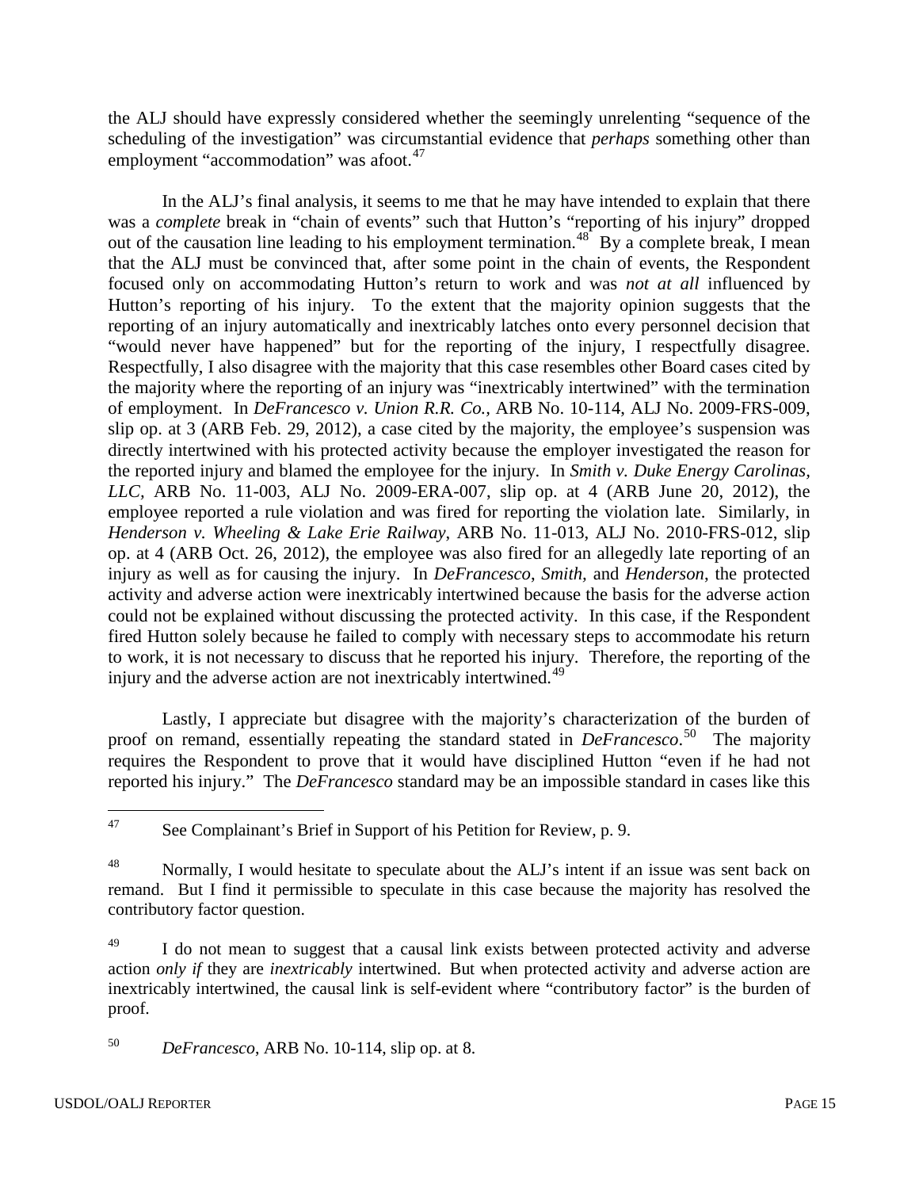the ALJ should have expressly considered whether the seemingly unrelenting "sequence of the scheduling of the investigation" was circumstantial evidence that *perhaps* something other than employment "accommodation" was afoot.[47]

In the ALJ's final analysis, it seems to me that he may have intended to explain that there was a *complete* break in "chain of events" such that Hutton's "reporting of his injury" dropped out of the causation line leading to his employment termination.[48] By a complete break, I mean that the ALJ must be convinced that, after some point in the chain of events, the Respondent focused only on accommodating Hutton's return to work and was *not at all* influenced by Hutton's reporting of his injury. To the extent that the majority opinion suggests that the reporting of an injury automatically and inextricably latches onto every personnel decision that "would never have happened" but for the reporting of the injury, I respectfully disagree. Respectfully, I also disagree with the majority that this case resembles other Board cases cited by the majority where the reporting of an injury was "inextricably intertwined" with the termination of employment. In *DeFrancesco v. Union R.R. Co.*, ARB No. 10-114, ALJ No. 2009-FRS-009, slip op. at 3 (ARB Feb. 29, 2012), a case cited by the majority, the employee's suspension was directly intertwined with his protected activity because the employer investigated the reason for the reported injury and blamed the employee for the injury. In *Smith v. Duke Energy Carolinas, LLC*, ARB No. 11-003, ALJ No. 2009-ERA-007, slip op. at 4 (ARB June 20, 2012), the employee reported a rule violation and was fired for reporting the violation late. Similarly, in *Henderson v. Wheeling & Lake Erie Railway*, ARB No. 11-013, ALJ No. 2010-FRS-012, slip op. at 4 (ARB Oct. 26, 2012), the employee was also fired for an allegedly late reporting of an injury as well as for causing the injury. In *DeFrancesco*, *Smith*, and *Henderson*, the protected activity and adverse action were inextricably intertwined because the basis for the adverse action could not be explained without discussing the protected activity. In this case, if the Respondent fired Hutton solely because he failed to comply with necessary steps to accommodate his return to work, it is not necessary to discuss that he reported his injury. Therefore, the reporting of the injury and the adverse action are not inextricably intertwined.[49]

Lastly, I appreciate but disagree with the majority's characterization of the burden of proof on remand, essentially repeating the standard stated in *DeFrancesco*.[50] The majority requires the Respondent to prove that it would have disciplined Hutton "even if he had not reported his injury." The *DeFrancesco* standard may be an impossible standard in cases like this

---

[47] See Complainant's Brief in Support of his Petition for Review, p. 9.

[48] Normally, I would hesitate to speculate about the ALJ's intent if an issue was sent back on remand. But I find it permissible to speculate in this case because the majority has resolved the contributory factor question.

[49] I do not mean to suggest that a causal link exists between protected activity and adverse action *only if* they are *inextricably* intertwined. But when protected activity and adverse action are inextricably intertwined, the causal link is self-evident where "contributory factor" is the burden of proof.

[50] *DeFrancesco*, ARB No. 10-114, slip op. at 8.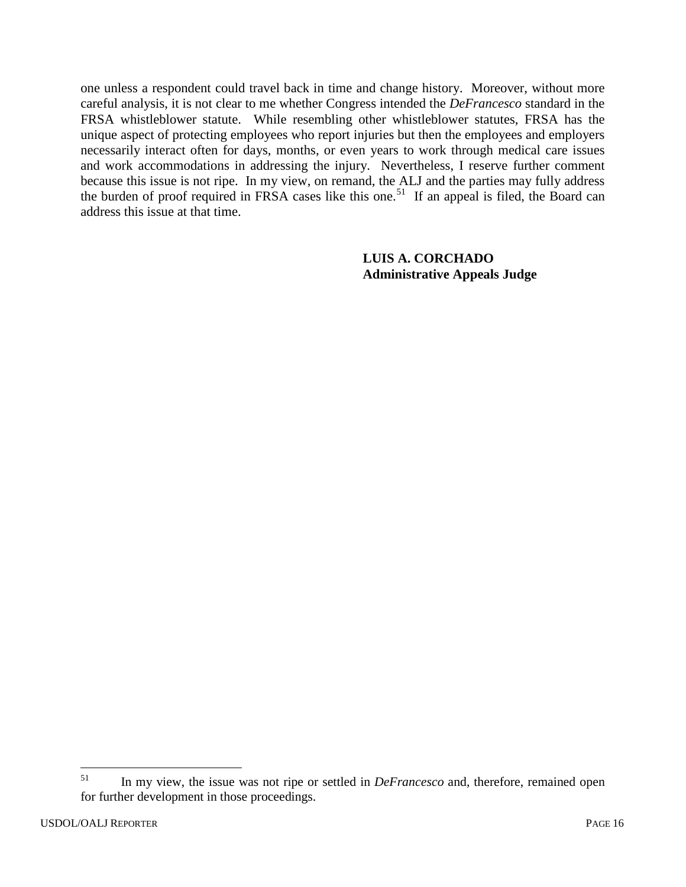one unless a respondent could travel back in time and change history. Moreover, without more careful analysis, it is not clear to me whether Congress intended the *DeFrancesco* standard in the FRSA whistleblower statute. While resembling other whistleblower statutes, FRSA has the unique aspect of protecting employees who report injuries but then the employees and employers necessarily interact often for days, months, or even years to work through medical care issues and work accommodations in addressing the injury. Nevertheless, I reserve further comment because this issue is not ripe. In my view, on remand, the ALJ and the parties may fully address the burden of proof required in FRSA cases like this one.[51] If an appeal is filed, the Board can address this issue at that time.

**LUIS A. CORCHADO**
**Administrative Appeals Judge**

---

[51] In my view, the issue was not ripe or settled in *DeFrancesco* and, therefore, remained open for further development in those proceedings.